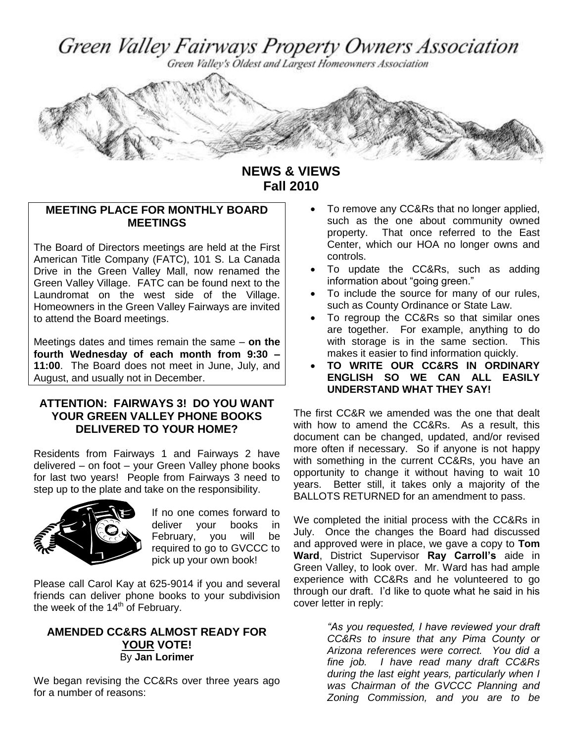# Green Valley Fairways Property Owners Association

*Green Valley's Oldest and Largest Homeowners Association*

**NEWS & VIEWS**
**Fall 2010**

### MEETING PLACE FOR MONTHLY BOARD MEETINGS

The Board of Directors meetings are held at the First American Title Company (FATC), 101 S. La Canada Drive in the Green Valley Mall, now renamed the Green Valley Village. FATC can be found next to the Laundromat on the west side of the Village. Homeowners in the Green Valley Fairways are invited to attend the Board meetings.

Meetings dates and times remain the same – **on the fourth Wednesday of each month from 9:30 – 11:00**. The Board does not meet in June, July, and August, and usually not in December.

### ATTENTION: FAIRWAYS 3! DO YOU WANT YOUR GREEN VALLEY PHONE BOOKS DELIVERED TO YOUR HOME?

Residents from Fairways 1 and Fairways 2 have delivered – on foot – your Green Valley phone books for last two years! People from Fairways 3 need to step up to the plate and take on the responsibility.

If no one comes forward to deliver your books in February, you will be required to go to GVCCC to pick up your own book!

Please call Carol Kay at 625-9014 if you and several friends can deliver phone books to your subdivision the week of the 14th of February.

### AMENDED CC&RS ALMOST READY FOR YOUR VOTE!

By **Jan Lorimer**

We began revising the CC&Rs over three years ago for a number of reasons:

- To remove any CC&Rs that no longer applied, such as the one about community owned property. That once referred to the East Center, which our HOA no longer owns and controls.
- To update the CC&Rs, such as adding information about "going green."
- To include the source for many of our rules, such as County Ordinance or State Law.
- To regroup the CC&Rs so that similar ones are together. For example, anything to do with storage is in the same section. This makes it easier to find information quickly.
- **TO WRITE OUR CC&RS IN ORDINARY ENGLISH SO WE CAN ALL EASILY UNDERSTAND WHAT THEY SAY!**

The first CC&R we amended was the one that dealt with how to amend the CC&Rs. As a result, this document can be changed, updated, and/or revised more often if necessary. So if anyone is not happy with something in the current CC&Rs, you have an opportunity to change it without having to wait 10 years. Better still, it takes only a majority of the BALLOTS RETURNED for an amendment to pass.

We completed the initial process with the CC&Rs in July. Once the changes the Board had discussed and approved were in place, we gave a copy to **Tom Ward**, District Supervisor **Ray Carroll's** aide in Green Valley, to look over. Mr. Ward has had ample experience with CC&Rs and he volunteered to go through our draft. I'd like to quote what he said in his cover letter in reply:

> *"As you requested, I have reviewed your draft CC&Rs to insure that any Pima County or Arizona references were correct. You did a fine job. I have read many draft CC&Rs during the last eight years, particularly when I was Chairman of the GVCCC Planning and Zoning Commission, and you are to be*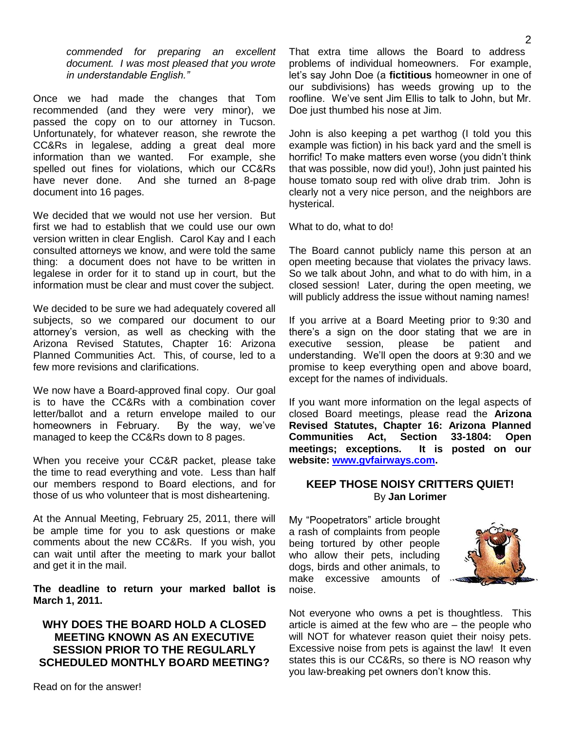*commended for preparing an excellent document. I was most pleased that you wrote in understandable English."*

Once we had made the changes that Tom recommended (and they were very minor), we passed the copy on to our attorney in Tucson. Unfortunately, for whatever reason, she rewrote the CC&Rs in legalese, adding a great deal more information than we wanted. For example, she spelled out fines for violations, which our CC&Rs have never done. And she turned an 8-page document into 16 pages.

We decided that we would not use her version. But first we had to establish that we could use our own version written in clear English. Carol Kay and I each consulted attorneys we know, and were told the same thing: a document does not have to be written in legalese in order for it to stand up in court, but the information must be clear and must cover the subject.

We decided to be sure we had adequately covered all subjects, so we compared our document to our attorney's version, as well as checking with the Arizona Revised Statutes, Chapter 16: Arizona Planned Communities Act. This, of course, led to a few more revisions and clarifications.

We now have a Board-approved final copy. Our goal is to have the CC&Rs with a combination cover letter/ballot and a return envelope mailed to our homeowners in February. By the way, we've managed to keep the CC&Rs down to 8 pages.

When you receive your CC&R packet, please take the time to read everything and vote. Less than half our members respond to Board elections, and for those of us who volunteer that is most disheartening.

At the Annual Meeting, February 25, 2011, there will be ample time for you to ask questions or make comments about the new CC&Rs. If you wish, you can wait until after the meeting to mark your ballot and get it in the mail.

**The deadline to return your marked ballot is March 1, 2011.**

## WHY DOES THE BOARD HOLD A CLOSED MEETING KNOWN AS AN EXECUTIVE SESSION PRIOR TO THE REGULARLY SCHEDULED MONTHLY BOARD MEETING?

Read on for the answer!

That extra time allows the Board to address problems of individual homeowners. For example, let's say John Doe (a **fictitious** homeowner in one of our subdivisions) has weeds growing up to the roofline. We've sent Jim Ellis to talk to John, but Mr. Doe just thumbed his nose at Jim.

John is also keeping a pet warthog (I told you this example was fiction) in his back yard and the smell is horrific! To make matters even worse (you didn't think that was possible, now did you!), John just painted his house tomato soup red with olive drab trim. John is clearly not a very nice person, and the neighbors are hysterical.

What to do, what to do!

The Board cannot publicly name this person at an open meeting because that violates the privacy laws. So we talk about John, and what to do with him, in a closed session! Later, during the open meeting, we will publicly address the issue without naming names!

If you arrive at a Board Meeting prior to 9:30 and there's a sign on the door stating that we are in executive session, please be patient and understanding. We'll open the doors at 9:30 and we promise to keep everything open and above board, except for the names of individuals.

If you want more information on the legal aspects of closed Board meetings, please read the **Arizona Revised Statutes, Chapter 16: Arizona Planned Communities Act, Section 33-1804: Open meetings; exceptions. It is posted on our website: [www.gvfairways.com](http://www.gvfairways.com).**

## KEEP THOSE NOISY CRITTERS QUIET!

By **Jan Lorimer**

My "Poopetrators" article brought a rash of complaints from people being tortured by other people who allow their pets, including dogs, birds and other animals, to make excessive amounts of noise.

Not everyone who owns a pet is thoughtless. This article is aimed at the few who are – the people who will NOT for whatever reason quiet their noisy pets. Excessive noise from pets is against the law! It even states this is our CC&Rs, so there is NO reason why you law-breaking pet owners don't know this.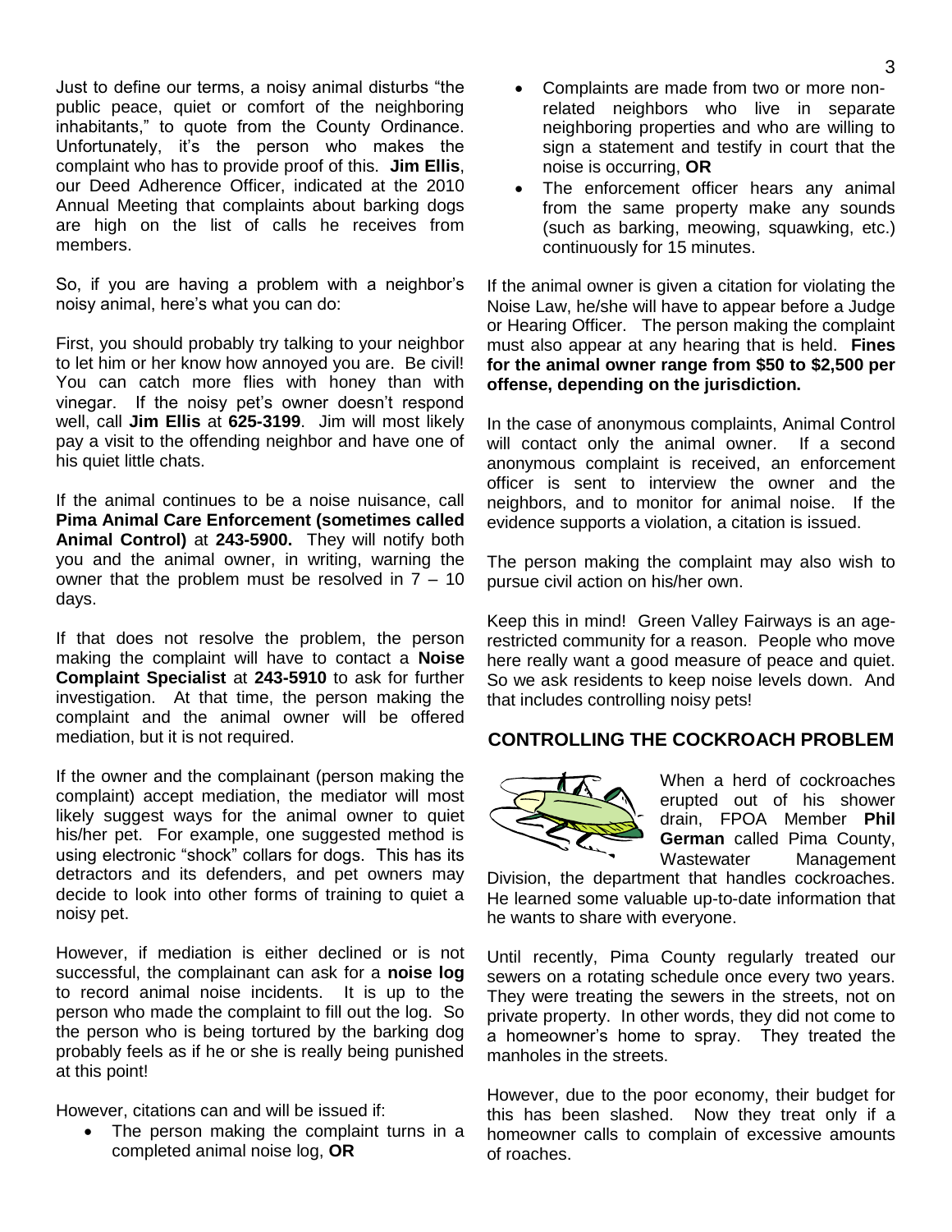Just to define our terms, a noisy animal disturbs "the public peace, quiet or comfort of the neighboring inhabitants," to quote from the County Ordinance. Unfortunately, it's the person who makes the complaint who has to provide proof of this. **Jim Ellis**, our Deed Adherence Officer, indicated at the 2010 Annual Meeting that complaints about barking dogs are high on the list of calls he receives from members.

So, if you are having a problem with a neighbor's noisy animal, here's what you can do:

First, you should probably try talking to your neighbor to let him or her know how annoyed you are. Be civil! You can catch more flies with honey than with vinegar. If the noisy pet's owner doesn't respond well, call **Jim Ellis** at **625-3199**. Jim will most likely pay a visit to the offending neighbor and have one of his quiet little chats.

If the animal continues to be a noise nuisance, call **Pima Animal Care Enforcement (sometimes called Animal Control)** at **243-5900.** They will notify both you and the animal owner, in writing, warning the owner that the problem must be resolved in 7 – 10 days.

If that does not resolve the problem, the person making the complaint will have to contact a **Noise Complaint Specialist** at **243-5910** to ask for further investigation. At that time, the person making the complaint and the animal owner will be offered mediation, but it is not required.

If the owner and the complainant (person making the complaint) accept mediation, the mediator will most likely suggest ways for the animal owner to quiet his/her pet. For example, one suggested method is using electronic "shock" collars for dogs. This has its detractors and its defenders, and pet owners may decide to look into other forms of training to quiet a noisy pet.

However, if mediation is either declined or is not successful, the complainant can ask for a **noise log** to record animal noise incidents. It is up to the person who made the complaint to fill out the log. So the person who is being tortured by the barking dog probably feels as if he or she is really being punished at this point!

However, citations can and will be issued if:

- The person making the complaint turns in a completed animal noise log, **OR**
- Complaints are made from two or more non-related neighbors who live in separate neighboring properties and who are willing to sign a statement and testify in court that the noise is occurring, **OR**
- The enforcement officer hears any animal from the same property make any sounds (such as barking, meowing, squawking, etc.) continuously for 15 minutes.

If the animal owner is given a citation for violating the Noise Law, he/she will have to appear before a Judge or Hearing Officer. The person making the complaint must also appear at any hearing that is held. **Fines for the animal owner range from $50 to $2,500 per offense, depending on the jurisdiction.**

In the case of anonymous complaints, Animal Control will contact only the animal owner. If a second anonymous complaint is received, an enforcement officer is sent to interview the owner and the neighbors, and to monitor for animal noise. If the evidence supports a violation, a citation is issued.

The person making the complaint may also wish to pursue civil action on his/her own.

Keep this in mind! Green Valley Fairways is an age-restricted community for a reason. People who move here really want a good measure of peace and quiet. So we ask residents to keep noise levels down. And that includes controlling noisy pets!

## CONTROLLING THE COCKROACH PROBLEM

When a herd of cockroaches erupted out of his shower drain, FPOA Member **Phil German** called Pima County, Wastewater Management Division, the department that handles cockroaches. He learned some valuable up-to-date information that he wants to share with everyone.

Until recently, Pima County regularly treated our sewers on a rotating schedule once every two years. They were treating the sewers in the streets, not on private property. In other words, they did not come to a homeowner's home to spray. They treated the manholes in the streets.

However, due to the poor economy, their budget for this has been slashed. Now they treat only if a homeowner calls to complain of excessive amounts of roaches.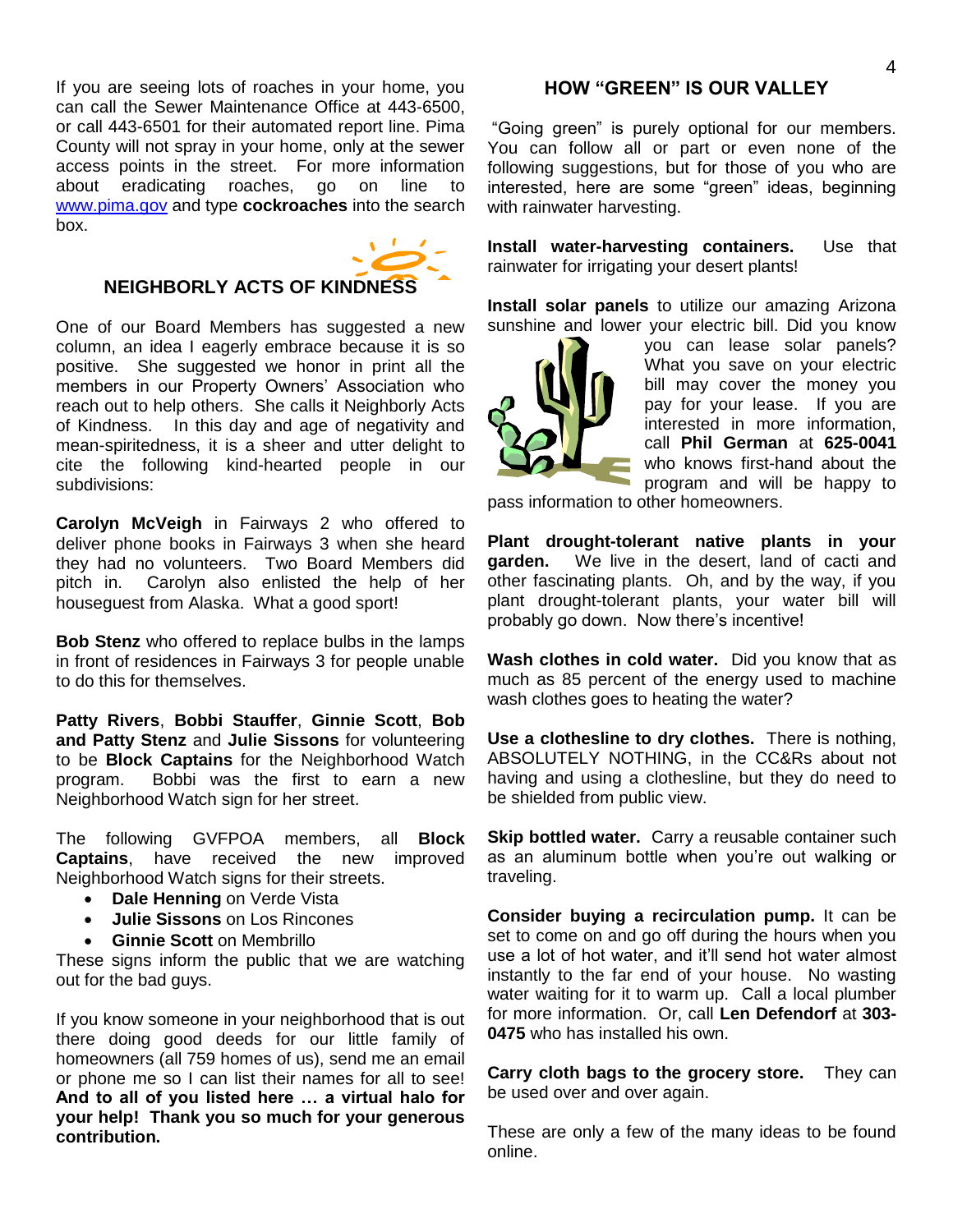If you are seeing lots of roaches in your home, you can call the Sewer Maintenance Office at 443-6500, or call 443-6501 for their automated report line. Pima County will not spray in your home, only at the sewer access points in the street. For more information about eradicating roaches, go on line to www.pima.gov and type **cockroaches** into the search box.

## NEIGHBORLY ACTS OF KINDNESS

One of our Board Members has suggested a new column, an idea I eagerly embrace because it is so positive. She suggested we honor in print all the members in our Property Owners' Association who reach out to help others. She calls it Neighborly Acts of Kindness. In this day and age of negativity and mean-spiritedness, it is a sheer and utter delight to cite the following kind-hearted people in our subdivisions:

**Carolyn McVeigh** in Fairways 2 who offered to deliver phone books in Fairways 3 when she heard they had no volunteers. Two Board Members did pitch in. Carolyn also enlisted the help of her houseguest from Alaska. What a good sport!

**Bob Stenz** who offered to replace bulbs in the lamps in front of residences in Fairways 3 for people unable to do this for themselves.

**Patty Rivers**, **Bobbi Stauffer**, **Ginnie Scott**, **Bob and Patty Stenz** and **Julie Sissons** for volunteering to be **Block Captains** for the Neighborhood Watch program. Bobbi was the first to earn a new Neighborhood Watch sign for her street.

The following GVFPOA members, all **Block Captains**, have received the new improved Neighborhood Watch signs for their streets.

- **Dale Henning** on Verde Vista
- **Julie Sissons** on Los Rincones
- **Ginnie Scott** on Membrillo

These signs inform the public that we are watching out for the bad guys.

If you know someone in your neighborhood that is out there doing good deeds for our little family of homeowners (all 759 homes of us), send me an email or phone me so I can list their names for all to see! **And to all of you listed here … a virtual halo for your help! Thank you so much for your generous contribution.**

## HOW "GREEN" IS OUR VALLEY

"Going green" is purely optional for our members. You can follow all or part or even none of the following suggestions, but for those of you who are interested, here are some "green" ideas, beginning with rainwater harvesting.

**Install water-harvesting containers.** Use that rainwater for irrigating your desert plants!

**Install solar panels** to utilize our amazing Arizona sunshine and lower your electric bill. Did you know you can lease solar panels? What you save on your electric bill may cover the money you pay for your lease. If you are interested in more information, call **Phil German** at **625-0041** who knows first-hand about the program and will be happy to pass information to other homeowners.

**Plant drought-tolerant native plants in your garden.** We live in the desert, land of cacti and other fascinating plants. Oh, and by the way, if you plant drought-tolerant plants, your water bill will probably go down. Now there's incentive!

**Wash clothes in cold water.** Did you know that as much as 85 percent of the energy used to machine wash clothes goes to heating the water?

**Use a clothesline to dry clothes.** There is nothing, ABSOLUTELY NOTHING, in the CC&Rs about not having and using a clothesline, but they do need to be shielded from public view.

**Skip bottled water.** Carry a reusable container such as an aluminum bottle when you're out walking or traveling.

**Consider buying a recirculation pump.** It can be set to come on and go off during the hours when you use a lot of hot water, and it'll send hot water almost instantly to the far end of your house. No wasting water waiting for it to warm up. Call a local plumber for more information. Or, call **Len Defendorf** at **303-0475** who has installed his own.

**Carry cloth bags to the grocery store.** They can be used over and over again.

These are only a few of the many ideas to be found online.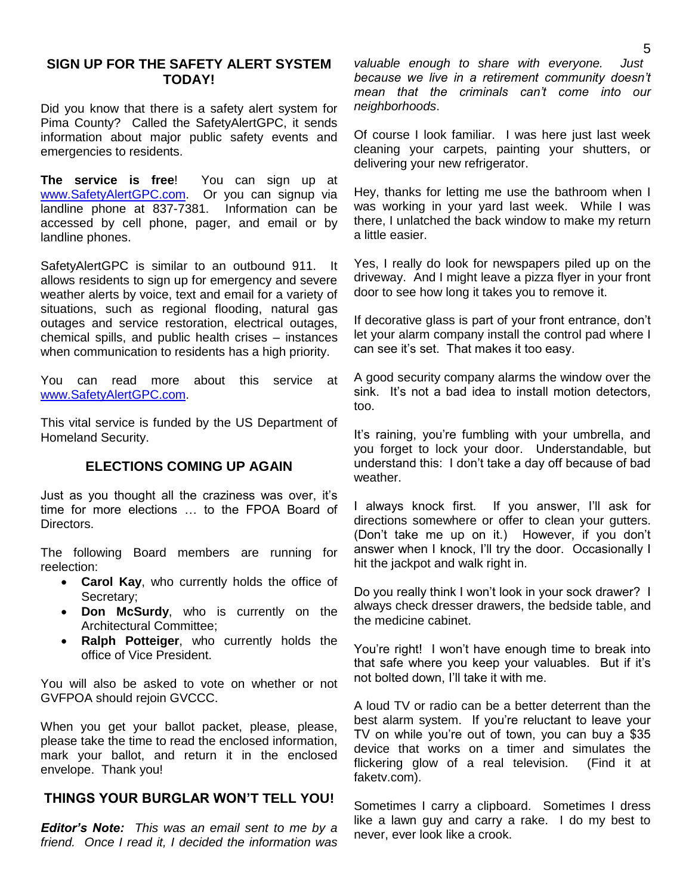## SIGN UP FOR THE SAFETY ALERT SYSTEM TODAY!

Did you know that there is a safety alert system for Pima County? Called the SafetyAlertGPC, it sends information about major public safety events and emergencies to residents.

**The service is free**! You can sign up at www.SafetyAlertGPC.com. Or you can signup via landline phone at 837-7381. Information can be accessed by cell phone, pager, and email or by landline phones.

SafetyAlertGPC is similar to an outbound 911. It allows residents to sign up for emergency and severe weather alerts by voice, text and email for a variety of situations, such as regional flooding, natural gas outages and service restoration, electrical outages, chemical spills, and public health crises – instances when communication to residents has a high priority.

You can read more about this service at www.SafetyAlertGPC.com.

This vital service is funded by the US Department of Homeland Security.

## ELECTIONS COMING UP AGAIN

Just as you thought all the craziness was over, it's time for more elections … to the FPOA Board of Directors.

The following Board members are running for reelection:

- **Carol Kay**, who currently holds the office of Secretary;
- **Don McSurdy**, who is currently on the Architectural Committee;
- **Ralph Potteiger**, who currently holds the office of Vice President.

You will also be asked to vote on whether or not GVFPOA should rejoin GVCCC.

When you get your ballot packet, please, please, please take the time to read the enclosed information, mark your ballot, and return it in the enclosed envelope. Thank you!

## THINGS YOUR BURGLAR WON'T TELL YOU!

***Editor's Note:*** *This was an email sent to me by a friend. Once I read it, I decided the information was valuable enough to share with everyone. Just because we live in a retirement community doesn't mean that the criminals can't come into our neighborhoods*.

Of course I look familiar. I was here just last week cleaning your carpets, painting your shutters, or delivering your new refrigerator.

Hey, thanks for letting me use the bathroom when I was working in your yard last week. While I was there, I unlatched the back window to make my return a little easier.

Yes, I really do look for newspapers piled up on the driveway. And I might leave a pizza flyer in your front door to see how long it takes you to remove it.

If decorative glass is part of your front entrance, don't let your alarm company install the control pad where I can see it's set. That makes it too easy.

A good security company alarms the window over the sink. It's not a bad idea to install motion detectors, too.

It's raining, you're fumbling with your umbrella, and you forget to lock your door. Understandable, but understand this: I don't take a day off because of bad weather.

I always knock first. If you answer, I'll ask for directions somewhere or offer to clean your gutters. (Don't take me up on it.) However, if you don't answer when I knock, I'll try the door. Occasionally I hit the jackpot and walk right in.

Do you really think I won't look in your sock drawer? I always check dresser drawers, the bedside table, and the medicine cabinet.

You're right! I won't have enough time to break into that safe where you keep your valuables. But if it's not bolted down, I'll take it with me.

A loud TV or radio can be a better deterrent than the best alarm system. If you're reluctant to leave your TV on while you're out of town, you can buy a $35 device that works on a timer and simulates the flickering glow of a real television. (Find it at faketv.com).

Sometimes I carry a clipboard. Sometimes I dress like a lawn guy and carry a rake. I do my best to never, ever look like a crook.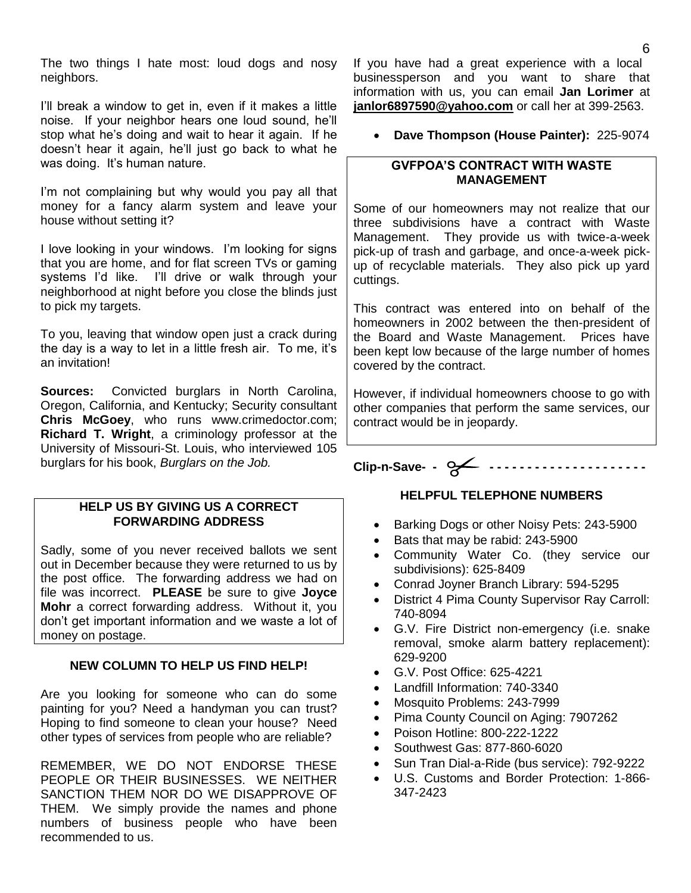The two things I hate most: loud dogs and nosy neighbors.

I'll break a window to get in, even if it makes a little noise. If your neighbor hears one loud sound, he'll stop what he's doing and wait to hear it again. If he doesn't hear it again, he'll just go back to what he was doing. It's human nature.

I'm not complaining but why would you pay all that money for a fancy alarm system and leave your house without setting it?

I love looking in your windows. I'm looking for signs that you are home, and for flat screen TVs or gaming systems I'd like. I'll drive or walk through your neighborhood at night before you close the blinds just to pick my targets.

To you, leaving that window open just a crack during the day is a way to let in a little fresh air. To me, it's an invitation!

**Sources:** Convicted burglars in North Carolina, Oregon, California, and Kentucky; Security consultant **Chris McGoey**, who runs www.crimedoctor.com; **Richard T. Wright**, a criminology professor at the University of Missouri-St. Louis, who interviewed 105 burglars for his book, *Burglars on the Job.*

### HELP US BY GIVING US A CORRECT FORWARDING ADDRESS

Sadly, some of you never received ballots we sent out in December because they were returned to us by the post office. The forwarding address we had on file was incorrect. **PLEASE** be sure to give **Joyce Mohr** a correct forwarding address. Without it, you don't get important information and we waste a lot of money on postage.

### NEW COLUMN TO HELP US FIND HELP!

Are you looking for someone who can do some painting for you? Need a handyman you can trust? Hoping to find someone to clean your house? Need other types of services from people who are reliable?

REMEMBER, WE DO NOT ENDORSE THESE PEOPLE OR THEIR BUSINESSES. WE NEITHER SANCTION THEM NOR DO WE DISAPPROVE OF THEM. We simply provide the names and phone numbers of business people who have been recommended to us.

If you have had a great experience with a local businessperson and you want to share that information with us, you can email **Jan Lorimer** at **janlor6897590@yahoo.com** or call her at 399-2563.

- **Dave Thompson (House Painter):** 225-9074

### GVFPOA'S CONTRACT WITH WASTE MANAGEMENT

Some of our homeowners may not realize that our three subdivisions have a contract with Waste Management. They provide us with twice-a-week pick-up of trash and garbage, and once-a-week pick-up of recyclable materials. They also pick up yard cuttings.

This contract was entered into on behalf of the homeowners in 2002 between the then-president of the Board and Waste Management. Prices have been kept low because of the large number of homes covered by the contract.

However, if individual homeowners choose to go with other companies that perform the same services, our contract would be in jeopardy.

**Clip-n-Save- - ✂ - - - - - - - - - - - - - - - - - - - -**

### HELPFUL TELEPHONE NUMBERS

- Barking Dogs or other Noisy Pets: 243-5900
- Bats that may be rabid: 243-5900
- Community Water Co. (they service our subdivisions): 625-8409
- Conrad Joyner Branch Library: 594-5295
- District 4 Pima County Supervisor Ray Carroll: 740-8094
- G.V. Fire District non-emergency (i.e. snake removal, smoke alarm battery replacement): 629-9200
- G.V. Post Office: 625-4221
- Landfill Information: 740-3340
- Mosquito Problems: 243-7999
- Pima County Council on Aging: 7907262
- Poison Hotline: 800-222-1222
- Southwest Gas: 877-860-6020
- Sun Tran Dial-a-Ride (bus service): 792-9222
- U.S. Customs and Border Protection: 1-866-347-2423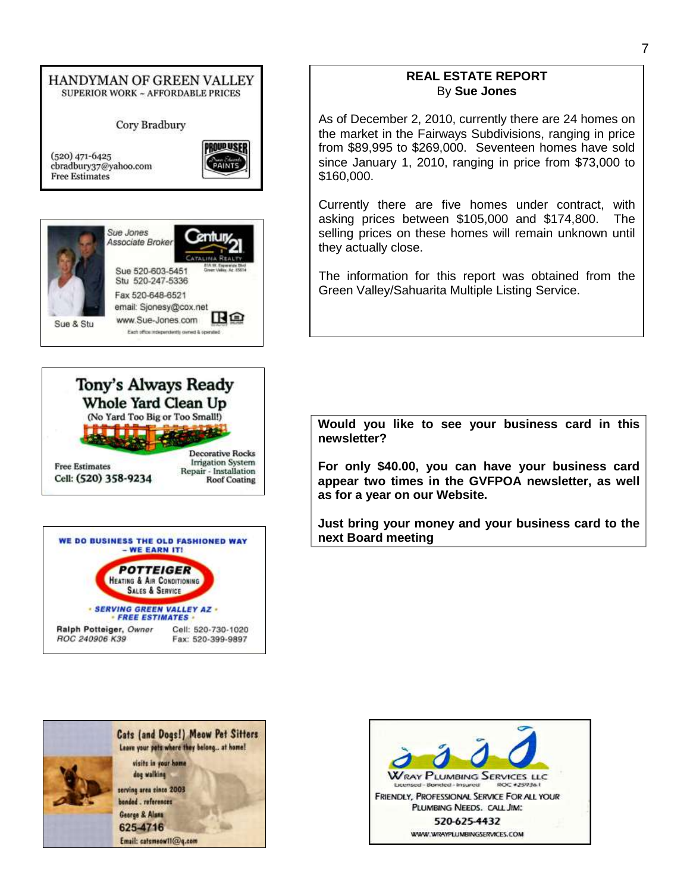HANDYMAN OF GREEN VALLEY
SUPERIOR WORK ~ AFFORDABLE PRICES

Cory Bradbury

(520) 471-6425
cbradbury37@yahoo.com
Free Estimates

PROUD USER
Dunn Edwards
PAINTS

---

Sue Jones
Associate Broker

Century 21
CATALINA REALTY

Sue 520-603-5451
Stu 520-247-5336
Fax 520-648-6521
email: Sjonesy@cox.net
www.Sue-Jones.com

Sue & Stu

Each office independently owned & operated

---

Tony's Always Ready
Whole Yard Clean Up
(No Yard Too Big or Too Small!)

Free Estimates
Cell: (520) 358-9234

Decorative Rocks
Irrigation System
Repair - Installation
Roof Coating

---

WE DO BUSINESS THE OLD FASHIONED WAY
– WE EARN IT!

POTTEIGER
HEATING & AIR CONDITIONING
SALES & SERVICE

• SERVING GREEN VALLEY AZ •
• FREE ESTIMATES •

Ralph Potteiger, Owner
ROC 240906 K39

Cell: 520-730-1020
Fax: 520-399-9897

---

## REAL ESTATE REPORT

By **Sue Jones**

As of December 2, 2010, currently there are 24 homes on the market in the Fairways Subdivisions, ranging in price from $89,995 to $269,000. Seventeen homes have sold since January 1, 2010, ranging in price from $73,000 to $160,000.

Currently there are five homes under contract, with asking prices between $105,000 and $174,800. The selling prices on these homes will remain unknown until they actually close.

The information for this report was obtained from the Green Valley/Sahuarita Multiple Listing Service.

---

**Would you like to see your business card in this newsletter?**

**For only $40.00, you can have your business card appear two times in the GVFPOA newsletter, as well as for a year on our Website.**

**Just bring your money and your business card to the next Board meeting**

---

Cats (and Dogs!) Meow Pet Sitters
Leave your pets where they belong.. at home!

visits in your home
dog walking
serving area since 2003
bonded . references
George & Alans
625-4716
Email: catsmeow11@q.com

---

WRAY PLUMBING SERVICES LLC
Licensed · Bonded · Insured ROC #259361

FRIENDLY, PROFESSIONAL SERVICE FOR ALL YOUR PLUMBING NEEDS. CALL JIM:

520-625-4432

WWW.WRAYPLUMBINGSERVICES.COM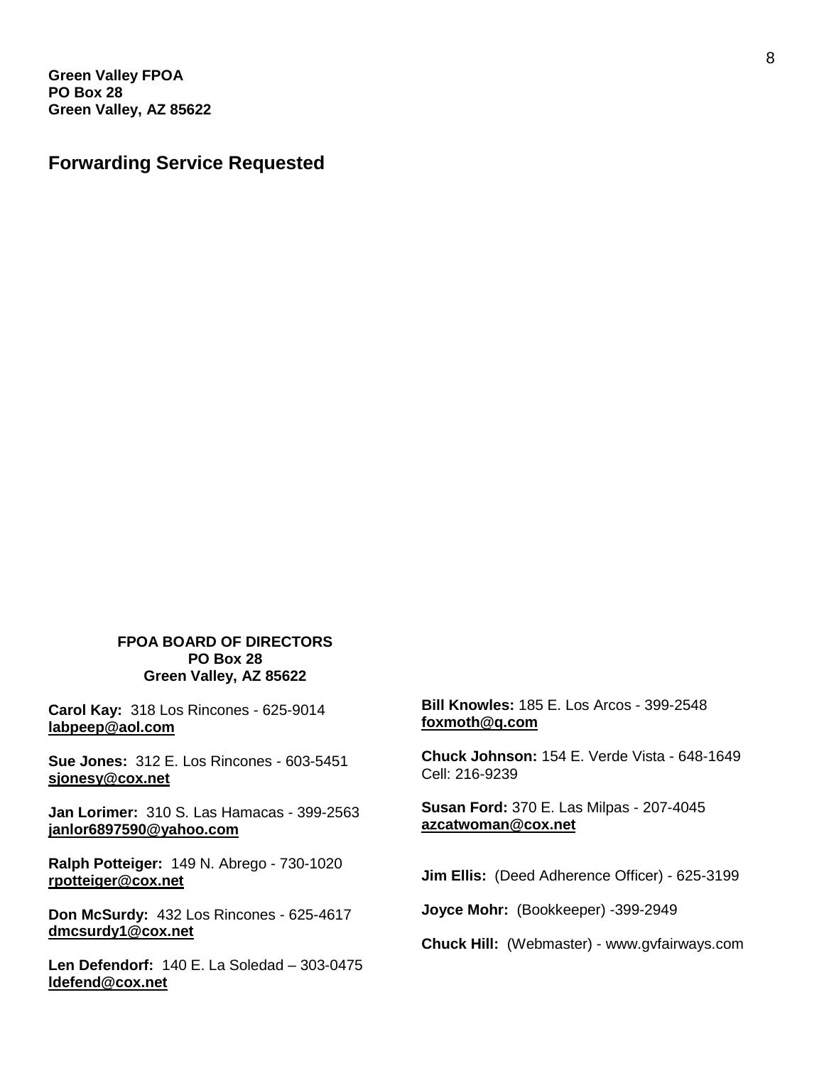**Green Valley FPOA**
**PO Box 28**
**Green Valley, AZ 85622**

## Forwarding Service Requested

**FPOA BOARD OF DIRECTORS**
**PO Box 28**
**Green Valley, AZ 85622**

**Carol Kay:** 318 Los Rincones - 625-9014
**labpeep@aol.com**

**Sue Jones:** 312 E. Los Rincones - 603-5451
**sjonesy@cox.net**

**Jan Lorimer:** 310 S. Las Hamacas - 399-2563
**janlor6897590@yahoo.com**

**Ralph Potteiger:** 149 N. Abrego - 730-1020
**rpotteiger@cox.net**

**Don McSurdy:** 432 Los Rincones - 625-4617
**dmcsurdy1@cox.net**

**Len Defendorf:** 140 E. La Soledad – 303-0475
**ldefend@cox.net**

**Bill Knowles:** 185 E. Los Arcos - 399-2548
**foxmoth@q.com**

**Chuck Johnson:** 154 E. Verde Vista - 648-1649
Cell: 216-9239

**Susan Ford:** 370 E. Las Milpas - 207-4045
**azcatwoman@cox.net**

**Jim Ellis:** (Deed Adherence Officer) - 625-3199

**Joyce Mohr:** (Bookkeeper) -399-2949

**Chuck Hill:** (Webmaster) - www.gvfairways.com